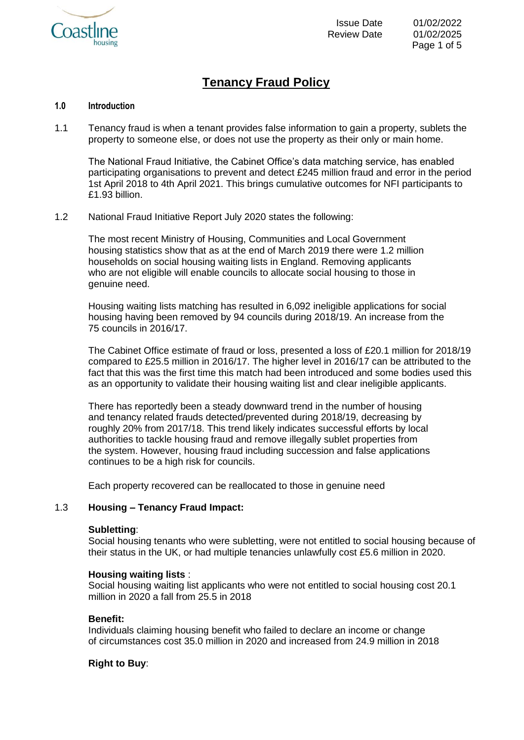# Tenancy Fraud Policy

## 1.0 Introduction

1.1 Tenancy fraud is when a tenant provides false information to gain a property, sublets the property to someone else, or does not use the property as their only or main home.

The National Fraud Initiative, the Cabinet Office's data matching service, has enabled participating organisations to prevent and detect £245 million fraud and error in the period 1st April 2018 to 4th April 2021. This brings cumulative outcomes for NFI participants to £1.93 billion.

1.2 National Fraud Initiative Report July 2020 states the following:

The most recent Ministry of Housing, Communities and Local Government housing statistics show that as at the end of March 2019 there were 1.2 million households on social housing waiting lists in England. Removing applicants who are not eligible will enable councils to allocate social housing to those in genuine need.

Housing waiting lists matching has resulted in 6,092 ineligible applications for social housing having been removed by 94 councils during 2018/19. An increase from the 75 councils in 2016/17.

The Cabinet Office estimate of fraud or loss, presented a loss of £20.1 million for 2018/19 compared to £25.5 million in 2016/17. The higher level in 2016/17 can be attributed to the fact that this was the first time this match had been introduced and some bodies used this as an opportunity to validate their housing waiting list and clear ineligible applicants.

There has reportedly been a steady downward trend in the number of housing and tenancy related frauds detected/prevented during 2018/19, decreasing by roughly 20% from 2017/18. This trend likely indicates successful efforts by local authorities to tackle housing fraud and remove illegally sublet properties from the system. However, housing fraud including succession and false applications continues to be a high risk for councils.

Each property recovered can be reallocated to those in genuine need

1.3 **Housing – Tenancy Fraud Impact:**

**Subletting**:
Social housing tenants who were subletting, were not entitled to social housing because of their status in the UK, or had multiple tenancies unlawfully cost £5.6 million in 2020.

**Housing waiting lists** :
Social housing waiting list applicants who were not entitled to social housing cost 20.1 million in 2020 a fall from 25.5 in 2018

**Benefit:**
Individuals claiming housing benefit who failed to declare an income or change of circumstances cost 35.0 million in 2020 and increased from 24.9 million in 2018

**Right to Buy**: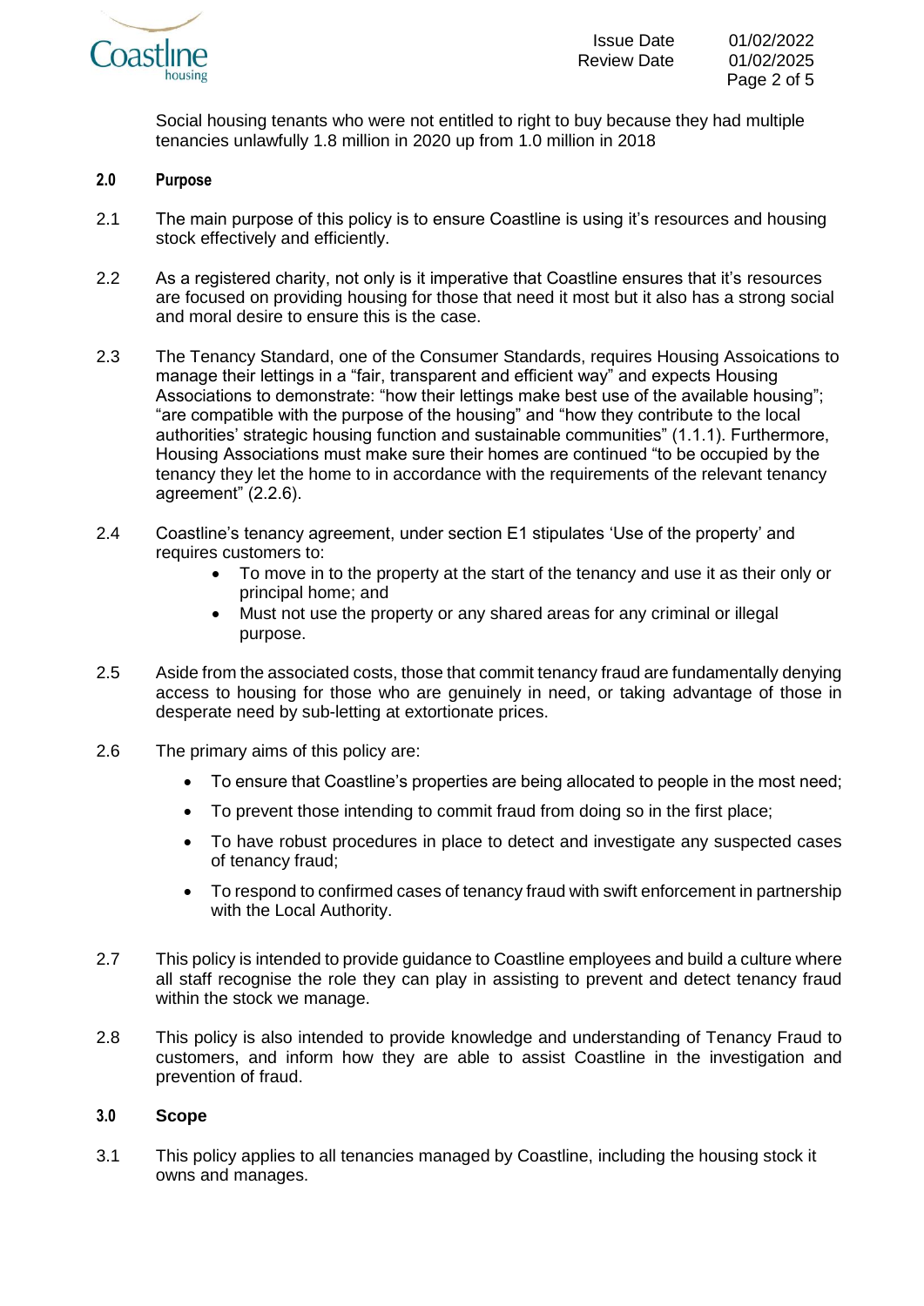Social housing tenants who were not entitled to right to buy because they had multiple tenancies unlawfully 1.8 million in 2020 up from 1.0 million in 2018

## 2.0 Purpose

2.1 The main purpose of this policy is to ensure Coastline is using it's resources and housing stock effectively and efficiently.

2.2 As a registered charity, not only is it imperative that Coastline ensures that it's resources are focused on providing housing for those that need it most but it also has a strong social and moral desire to ensure this is the case.

2.3 The Tenancy Standard, one of the Consumer Standards, requires Housing Assoications to manage their lettings in a "fair, transparent and efficient way" and expects Housing Associations to demonstrate: "how their lettings make best use of the available housing"; "are compatible with the purpose of the housing" and "how they contribute to the local authorities' strategic housing function and sustainable communities" (1.1.1). Furthermore, Housing Associations must make sure their homes are continued "to be occupied by the tenancy they let the home to in accordance with the requirements of the relevant tenancy agreement" (2.2.6).

2.4 Coastline's tenancy agreement, under section E1 stipulates 'Use of the property' and requires customers to:

- To move in to the property at the start of the tenancy and use it as their only or principal home; and
- Must not use the property or any shared areas for any criminal or illegal purpose.

2.5 Aside from the associated costs, those that commit tenancy fraud are fundamentally denying access to housing for those who are genuinely in need, or taking advantage of those in desperate need by sub-letting at extortionate prices.

2.6 The primary aims of this policy are:

- To ensure that Coastline's properties are being allocated to people in the most need;
- To prevent those intending to commit fraud from doing so in the first place;
- To have robust procedures in place to detect and investigate any suspected cases of tenancy fraud;
- To respond to confirmed cases of tenancy fraud with swift enforcement in partnership with the Local Authority.

2.7 This policy is intended to provide guidance to Coastline employees and build a culture where all staff recognise the role they can play in assisting to prevent and detect tenancy fraud within the stock we manage.

2.8 This policy is also intended to provide knowledge and understanding of Tenancy Fraud to customers, and inform how they are able to assist Coastline in the investigation and prevention of fraud.

## 3.0 Scope

3.1 This policy applies to all tenancies managed by Coastline, including the housing stock it owns and manages.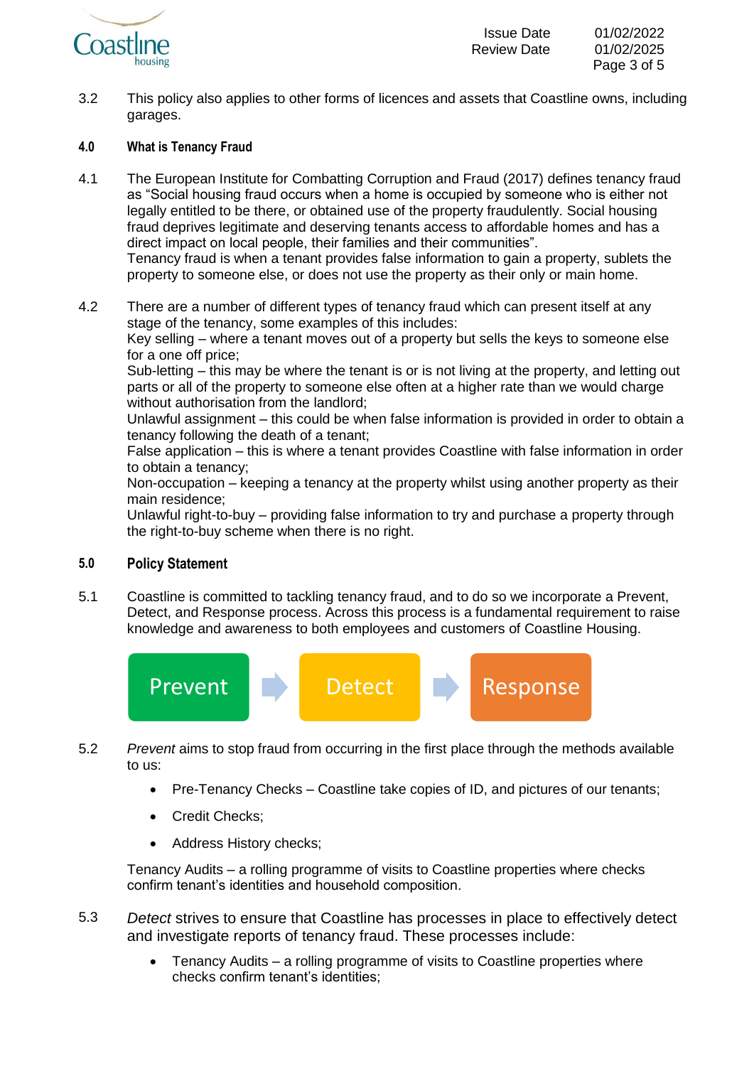3.2 This policy also applies to other forms of licences and assets that Coastline owns, including garages.

## 4.0 What is Tenancy Fraud

4.1 The European Institute for Combatting Corruption and Fraud (2017) defines tenancy fraud as "Social housing fraud occurs when a home is occupied by someone who is either not legally entitled to be there, or obtained use of the property fraudulently. Social housing fraud deprives legitimate and deserving tenants access to affordable homes and has a direct impact on local people, their families and their communities".
Tenancy fraud is when a tenant provides false information to gain a property, sublets the property to someone else, or does not use the property as their only or main home.

4.2 There are a number of different types of tenancy fraud which can present itself at any stage of the tenancy, some examples of this includes:
Key selling – where a tenant moves out of a property but sells the keys to someone else for a one off price;
Sub-letting – this may be where the tenant is or is not living at the property, and letting out parts or all of the property to someone else often at a higher rate than we would charge without authorisation from the landlord;
Unlawful assignment – this could be when false information is provided in order to obtain a tenancy following the death of a tenant;
False application – this is where a tenant provides Coastline with false information in order to obtain a tenancy;
Non-occupation – keeping a tenancy at the property whilst using another property as their main residence;
Unlawful right-to-buy – providing false information to try and purchase a property through the right-to-buy scheme when there is no right.

## 5.0 Policy Statement

5.1 Coastline is committed to tackling tenancy fraud, and to do so we incorporate a Prevent, Detect, and Response process. Across this process is a fundamental requirement to raise knowledge and awareness to both employees and customers of Coastline Housing.

Prevent → Detect → Response

5.2 *Prevent* aims to stop fraud from occurring in the first place through the methods available to us:

- Pre-Tenancy Checks – Coastline take copies of ID, and pictures of our tenants;
- Credit Checks;
- Address History checks;

Tenancy Audits – a rolling programme of visits to Coastline properties where checks confirm tenant's identities and household composition.

5.3 *Detect* strives to ensure that Coastline has processes in place to effectively detect and investigate reports of tenancy fraud. These processes include:

- Tenancy Audits – a rolling programme of visits to Coastline properties where checks confirm tenant's identities;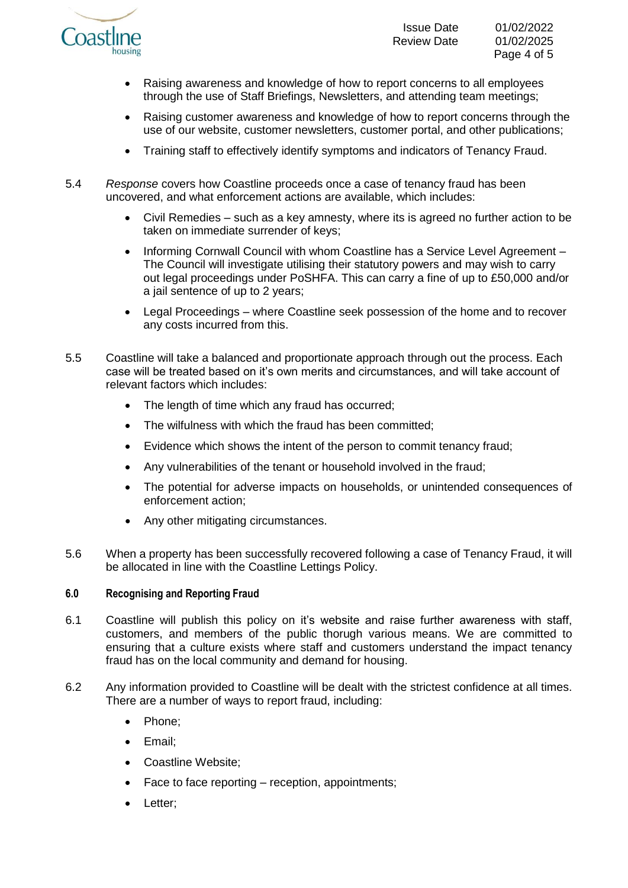- Raising awareness and knowledge of how to report concerns to all employees through the use of Staff Briefings, Newsletters, and attending team meetings;
- Raising customer awareness and knowledge of how to report concerns through the use of our website, customer newsletters, customer portal, and other publications;
- Training staff to effectively identify symptoms and indicators of Tenancy Fraud.

5.4 *Response* covers how Coastline proceeds once a case of tenancy fraud has been uncovered, and what enforcement actions are available, which includes:

- Civil Remedies – such as a key amnesty, where its is agreed no further action to be taken on immediate surrender of keys;
- Informing Cornwall Council with whom Coastline has a Service Level Agreement – The Council will investigate utilising their statutory powers and may wish to carry out legal proceedings under PoSHFA. This can carry a fine of up to £50,000 and/or a jail sentence of up to 2 years;
- Legal Proceedings – where Coastline seek possession of the home and to recover any costs incurred from this.

5.5 Coastline will take a balanced and proportionate approach through out the process. Each case will be treated based on it's own merits and circumstances, and will take account of relevant factors which includes:

- The length of time which any fraud has occurred;
- The wilfulness with which the fraud has been committed;
- Evidence which shows the intent of the person to commit tenancy fraud;
- Any vulnerabilities of the tenant or household involved in the fraud;
- The potential for adverse impacts on households, or unintended consequences of enforcement action;
- Any other mitigating circumstances.

5.6 When a property has been successfully recovered following a case of Tenancy Fraud, it will be allocated in line with the Coastline Lettings Policy.

## 6.0 Recognising and Reporting Fraud

6.1 Coastline will publish this policy on it's website and raise further awareness with staff, customers, and members of the public thorugh various means. We are committed to ensuring that a culture exists where staff and customers understand the impact tenancy fraud has on the local community and demand for housing.

6.2 Any information provided to Coastline will be dealt with the strictest confidence at all times. There are a number of ways to report fraud, including:

- Phone;
- Email;
- Coastline Website;
- Face to face reporting – reception, appointments;
- Letter;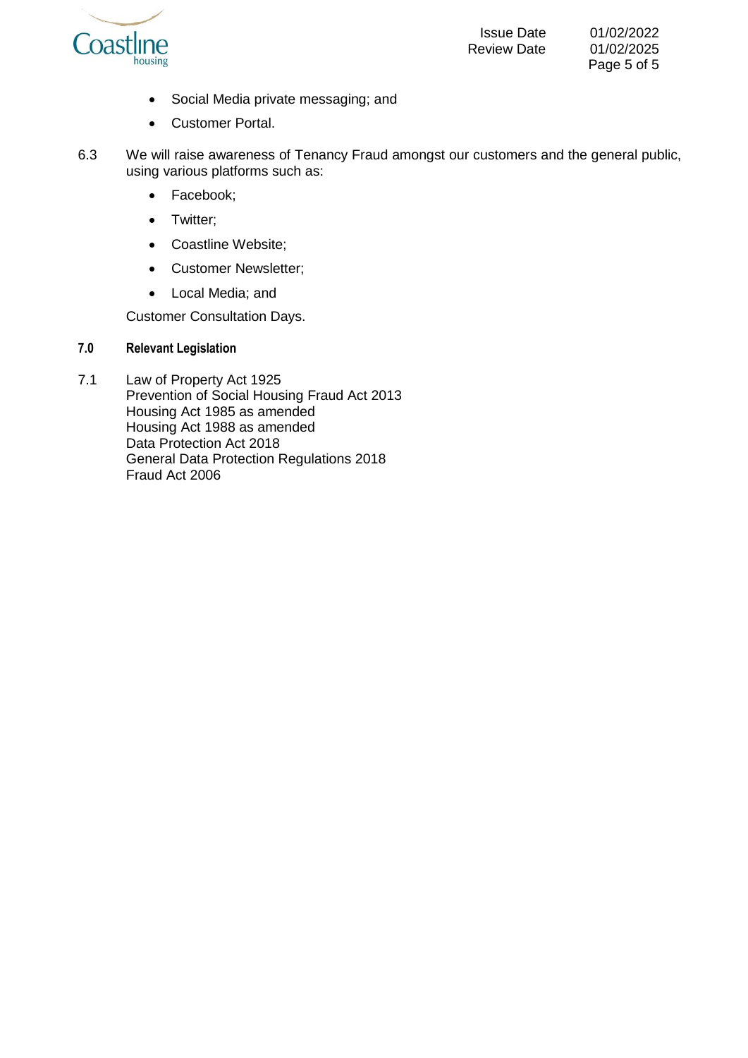- Social Media private messaging; and
- Customer Portal.

6.3 We will raise awareness of Tenancy Fraud amongst our customers and the general public, using various platforms such as:

- Facebook;
- Twitter;
- Coastline Website;
- Customer Newsletter;
- Local Media; and

Customer Consultation Days.

## 7.0 Relevant Legislation

7.1 Law of Property Act 1925
Prevention of Social Housing Fraud Act 2013
Housing Act 1985 as amended
Housing Act 1988 as amended
Data Protection Act 2018
General Data Protection Regulations 2018
Fraud Act 2006